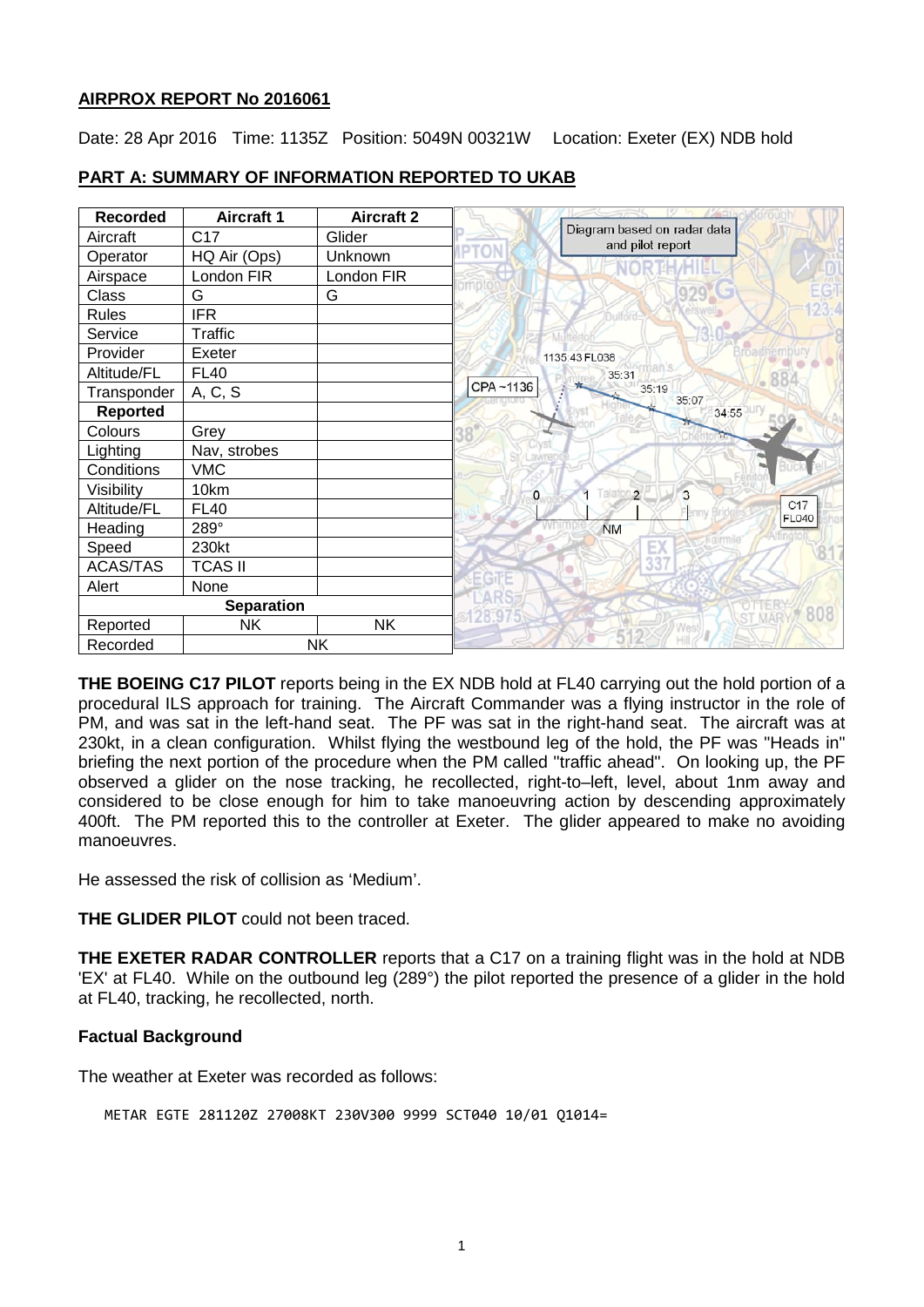## AIRPROX REPORT No 2016061

Date: 28 Apr 2016 Time: 1135Z Position: 5049N 00321W Location: Exeter (EX) NDB hold

## PART A: SUMMARY OF INFORMATION REPORTED TO UKAB

| Recorded | Aircraft 1 | Aircraft 2 |
|---|---|---|
| Aircraft | C17 | Glider |
| Operator | HQ Air (Ops) | Unknown |
| Airspace | London FIR | London FIR |
| Class | G | G |
| Rules | IFR | |
| Service | Traffic | |
| Provider | Exeter | |
| Altitude/FL | FL40 | |
| Transponder | A, C, S | |
| **Reported** | | |
| Colours | Grey | |
| Lighting | Nav, strobes | |
| Conditions | VMC | |
| Visibility | 10km | |
| Altitude/FL | FL40 | |
| Heading | 289° | |
| Speed | 230kt | |
| ACAS/TAS | TCAS II | |
| Alert | None | |
| **Separation** | | |
| Reported | NK | NK |
| Recorded | NK | |

Diagram based on radar data and pilot report

**THE BOEING C17 PILOT** reports being in the EX NDB hold at FL40 carrying out the hold portion of a procedural ILS approach for training. The Aircraft Commander was a flying instructor in the role of PM, and was sat in the left-hand seat. The PF was sat in the right-hand seat. The aircraft was at 230kt, in a clean configuration. Whilst flying the westbound leg of the hold, the PF was "Heads in" briefing the next portion of the procedure when the PM called "traffic ahead". On looking up, the PF observed a glider on the nose tracking, he recollected, right-to–left, level, about 1nm away and considered to be close enough for him to take manoeuvring action by descending approximately 400ft. The PM reported this to the controller at Exeter. The glider appeared to make no avoiding manoeuvres.

He assessed the risk of collision as 'Medium'.

**THE GLIDER PILOT** could not been traced.

**THE EXETER RADAR CONTROLLER** reports that a C17 on a training flight was in the hold at NDB 'EX' at FL40. While on the outbound leg (289°) the pilot reported the presence of a glider in the hold at FL40, tracking, he recollected, north.

### Factual Background

The weather at Exeter was recorded as follows:

```
METAR EGTE 281120Z 27008KT 230V300 9999 SCT040 10/01 Q1014=
```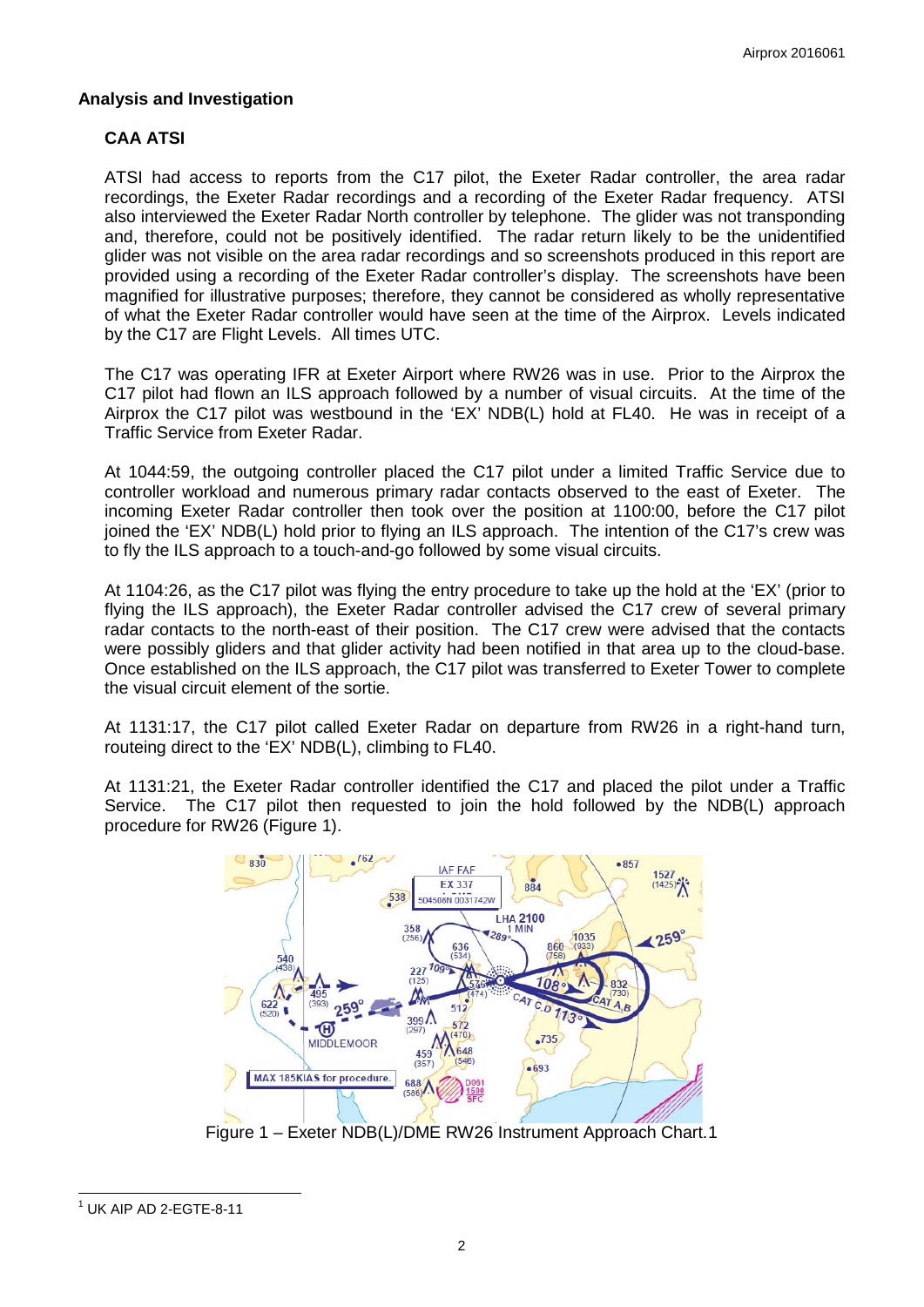## Analysis and Investigation

### CAA ATSI

ATSI had access to reports from the C17 pilot, the Exeter Radar controller, the area radar recordings, the Exeter Radar recordings and a recording of the Exeter Radar frequency. ATSI also interviewed the Exeter Radar North controller by telephone. The glider was not transponding and, therefore, could not be positively identified. The radar return likely to be the unidentified glider was not visible on the area radar recordings and so screenshots produced in this report are provided using a recording of the Exeter Radar controller's display. The screenshots have been magnified for illustrative purposes; therefore, they cannot be considered as wholly representative of what the Exeter Radar controller would have seen at the time of the Airprox. Levels indicated by the C17 are Flight Levels. All times UTC.

The C17 was operating IFR at Exeter Airport where RW26 was in use. Prior to the Airprox the C17 pilot had flown an ILS approach followed by a number of visual circuits. At the time of the Airprox the C17 pilot was westbound in the 'EX' NDB(L) hold at FL40. He was in receipt of a Traffic Service from Exeter Radar.

At 1044:59, the outgoing controller placed the C17 pilot under a limited Traffic Service due to controller workload and numerous primary radar contacts observed to the east of Exeter. The incoming Exeter Radar controller then took over the position at 1100:00, before the C17 pilot joined the 'EX' NDB(L) hold prior to flying an ILS approach. The intention of the C17's crew was to fly the ILS approach to a touch-and-go followed by some visual circuits.

At 1104:26, as the C17 pilot was flying the entry procedure to take up the hold at the 'EX' (prior to flying the ILS approach), the Exeter Radar controller advised the C17 crew of several primary radar contacts to the north-east of their position. The C17 crew were advised that the contacts were possibly gliders and that glider activity had been notified in that area up to the cloud-base. Once established on the ILS approach, the C17 pilot was transferred to Exeter Tower to complete the visual circuit element of the sortie.

At 1131:17, the C17 pilot called Exeter Radar on departure from RW26 in a right-hand turn, routeing direct to the 'EX' NDB(L), climbing to FL40.

At 1131:21, the Exeter Radar controller identified the C17 and placed the pilot under a Traffic Service. The C17 pilot then requested to join the hold followed by the NDB(L) approach procedure for RW26 (Figure 1).

Figure 1 – Exeter NDB(L)/DME RW26 Instrument Approach Chart.[1]

---

[1] UK AIP AD 2-EGTE-8-11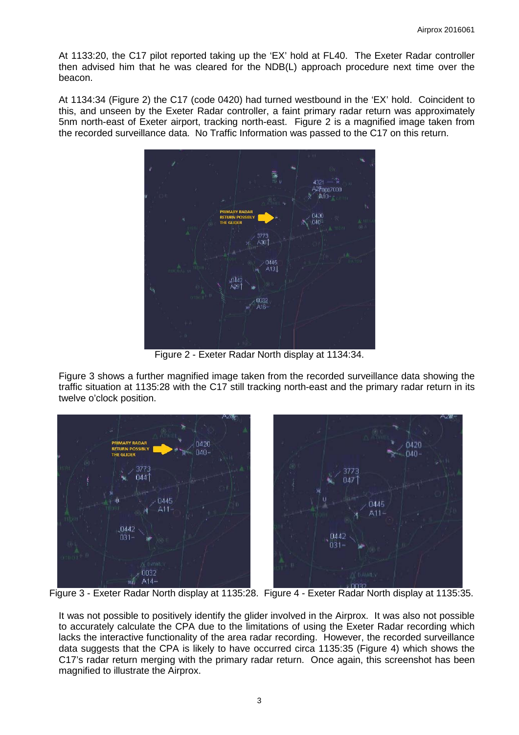At 1133:20, the C17 pilot reported taking up the 'EX' hold at FL40. The Exeter Radar controller then advised him that he was cleared for the NDB(L) approach procedure next time over the beacon.

At 1134:34 (Figure 2) the C17 (code 0420) had turned westbound in the 'EX' hold. Coincident to this, and unseen by the Exeter Radar controller, a faint primary radar return was approximately 5nm north-east of Exeter airport, tracking north-east. Figure 2 is a magnified image taken from the recorded surveillance data. No Traffic Information was passed to the C17 on this return.

Figure 2 - Exeter Radar North display at 1134:34.

Figure 3 shows a further magnified image taken from the recorded surveillance data showing the traffic situation at 1135:28 with the C17 still tracking north-east and the primary radar return in its twelve o'clock position.

Figure 3 - Exeter Radar North display at 1135:28. Figure 4 - Exeter Radar North display at 1135:35.

It was not possible to positively identify the glider involved in the Airprox. It was also not possible to accurately calculate the CPA due to the limitations of using the Exeter Radar recording which lacks the interactive functionality of the area radar recording. However, the recorded surveillance data suggests that the CPA is likely to have occurred circa 1135:35 (Figure 4) which shows the C17's radar return merging with the primary radar return. Once again, this screenshot has been magnified to illustrate the Airprox.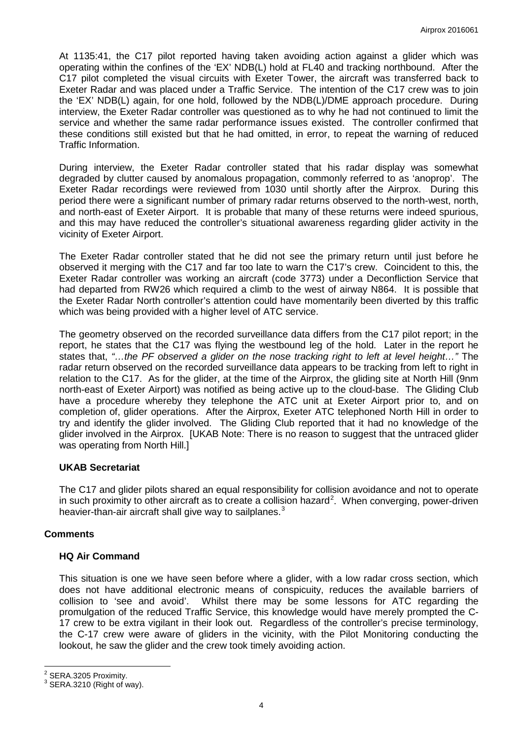At 1135:41, the C17 pilot reported having taken avoiding action against a glider which was operating within the confines of the 'EX' NDB(L) hold at FL40 and tracking northbound. After the C17 pilot completed the visual circuits with Exeter Tower, the aircraft was transferred back to Exeter Radar and was placed under a Traffic Service. The intention of the C17 crew was to join the 'EX' NDB(L) again, for one hold, followed by the NDB(L)/DME approach procedure. During interview, the Exeter Radar controller was questioned as to why he had not continued to limit the service and whether the same radar performance issues existed. The controller confirmed that these conditions still existed but that he had omitted, in error, to repeat the warning of reduced Traffic Information.

During interview, the Exeter Radar controller stated that his radar display was somewhat degraded by clutter caused by anomalous propagation, commonly referred to as 'anoprop'. The Exeter Radar recordings were reviewed from 1030 until shortly after the Airprox. During this period there were a significant number of primary radar returns observed to the north-west, north, and north-east of Exeter Airport. It is probable that many of these returns were indeed spurious, and this may have reduced the controller's situational awareness regarding glider activity in the vicinity of Exeter Airport.

The Exeter Radar controller stated that he did not see the primary return until just before he observed it merging with the C17 and far too late to warn the C17's crew. Coincident to this, the Exeter Radar controller was working an aircraft (code 3773) under a Deconfliction Service that had departed from RW26 which required a climb to the west of airway N864. It is possible that the Exeter Radar North controller's attention could have momentarily been diverted by this traffic which was being provided with a higher level of ATC service.

The geometry observed on the recorded surveillance data differs from the C17 pilot report; in the report, he states that the C17 was flying the westbound leg of the hold. Later in the report he states that, *"…the PF observed a glider on the nose tracking right to left at level height…"* The radar return observed on the recorded surveillance data appears to be tracking from left to right in relation to the C17. As for the glider, at the time of the Airprox, the gliding site at North Hill (9nm north-east of Exeter Airport) was notified as being active up to the cloud-base. The Gliding Club have a procedure whereby they telephone the ATC unit at Exeter Airport prior to, and on completion of, glider operations. After the Airprox, Exeter ATC telephoned North Hill in order to try and identify the glider involved. The Gliding Club reported that it had no knowledge of the glider involved in the Airprox. [UKAB Note: There is no reason to suggest that the untraced glider was operating from North Hill.]

### UKAB Secretariat

The C17 and glider pilots shared an equal responsibility for collision avoidance and not to operate in such proximity to other aircraft as to create a collision hazard[2]. When converging, power-driven heavier-than-air aircraft shall give way to sailplanes.[3]

## Comments

### HQ Air Command

This situation is one we have seen before where a glider, with a low radar cross section, which does not have additional electronic means of conspicuity, reduces the available barriers of collision to 'see and avoid'. Whilst there may be some lessons for ATC regarding the promulgation of the reduced Traffic Service, this knowledge would have merely prompted the C-17 crew to be extra vigilant in their look out. Regardless of the controller's precise terminology, the C-17 crew were aware of gliders in the vicinity, with the Pilot Monitoring conducting the lookout, he saw the glider and the crew took timely avoiding action.

---

[2] SERA.3205 Proximity.
[3] SERA.3210 (Right of way).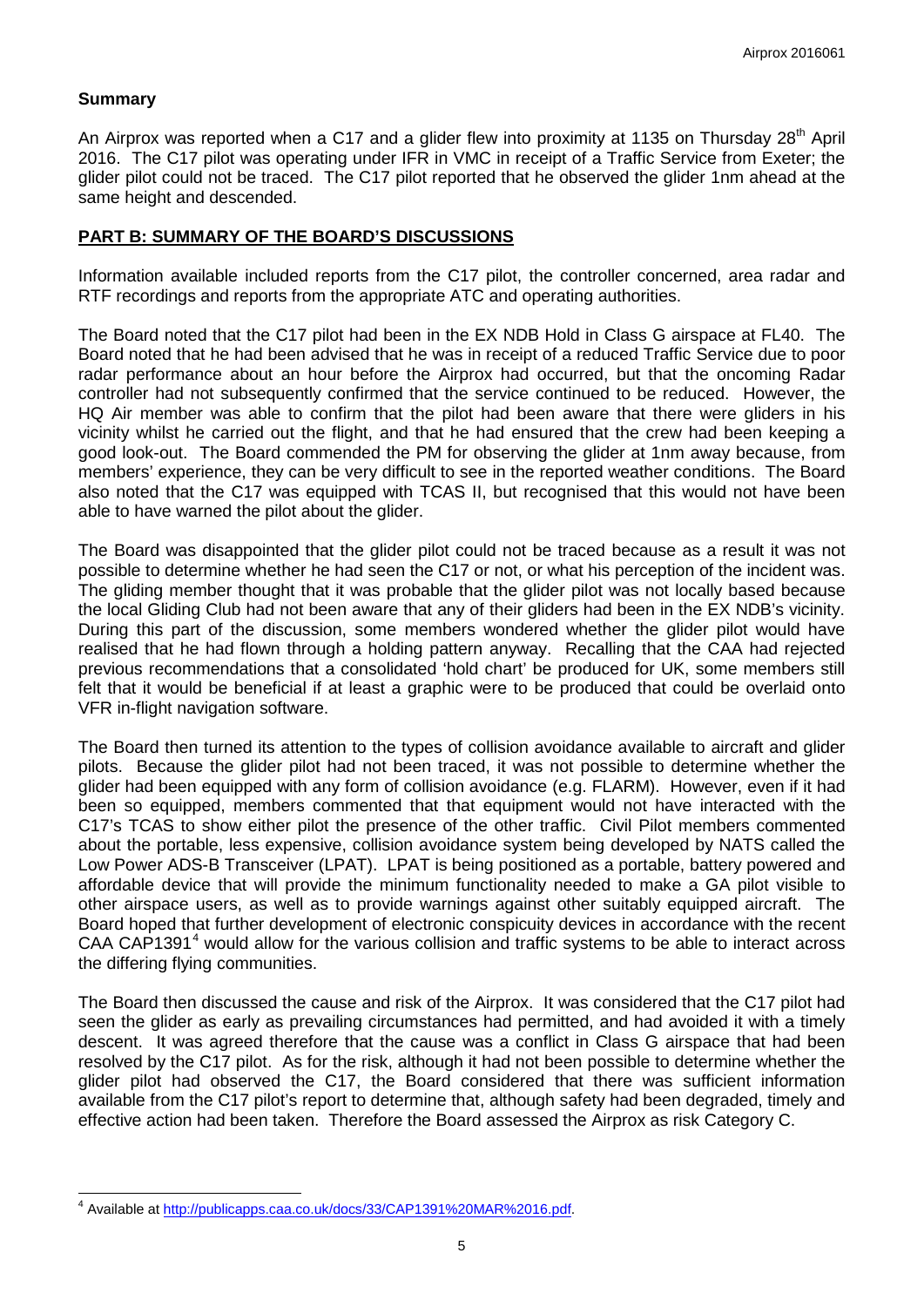## Summary

An Airprox was reported when a C17 and a glider flew into proximity at 1135 on Thursday 28th April 2016. The C17 pilot was operating under IFR in VMC in receipt of a Traffic Service from Exeter; the glider pilot could not be traced. The C17 pilot reported that he observed the glider 1nm ahead at the same height and descended.

## PART B: SUMMARY OF THE BOARD'S DISCUSSIONS

Information available included reports from the C17 pilot, the controller concerned, area radar and RTF recordings and reports from the appropriate ATC and operating authorities.

The Board noted that the C17 pilot had been in the EX NDB Hold in Class G airspace at FL40. The Board noted that he had been advised that he was in receipt of a reduced Traffic Service due to poor radar performance about an hour before the Airprox had occurred, but that the oncoming Radar controller had not subsequently confirmed that the service continued to be reduced. However, the HQ Air member was able to confirm that the pilot had been aware that there were gliders in his vicinity whilst he carried out the flight, and that he had ensured that the crew had been keeping a good look-out. The Board commended the PM for observing the glider at 1nm away because, from members' experience, they can be very difficult to see in the reported weather conditions. The Board also noted that the C17 was equipped with TCAS II, but recognised that this would not have been able to have warned the pilot about the glider.

The Board was disappointed that the glider pilot could not be traced because as a result it was not possible to determine whether he had seen the C17 or not, or what his perception of the incident was. The gliding member thought that it was probable that the glider pilot was not locally based because the local Gliding Club had not been aware that any of their gliders had been in the EX NDB's vicinity. During this part of the discussion, some members wondered whether the glider pilot would have realised that he had flown through a holding pattern anyway. Recalling that the CAA had rejected previous recommendations that a consolidated 'hold chart' be produced for UK, some members still felt that it would be beneficial if at least a graphic were to be produced that could be overlaid onto VFR in-flight navigation software.

The Board then turned its attention to the types of collision avoidance available to aircraft and glider pilots. Because the glider pilot had not been traced, it was not possible to determine whether the glider had been equipped with any form of collision avoidance (e.g. FLARM). However, even if it had been so equipped, members commented that that equipment would not have interacted with the C17's TCAS to show either pilot the presence of the other traffic. Civil Pilot members commented about the portable, less expensive, collision avoidance system being developed by NATS called the Low Power ADS-B Transceiver (LPAT). LPAT is being positioned as a portable, battery powered and affordable device that will provide the minimum functionality needed to make a GA pilot visible to other airspace users, as well as to provide warnings against other suitably equipped aircraft. The Board hoped that further development of electronic conspicuity devices in accordance with the recent CAA CAP1391[4] would allow for the various collision and traffic systems to be able to interact across the differing flying communities.

The Board then discussed the cause and risk of the Airprox. It was considered that the C17 pilot had seen the glider as early as prevailing circumstances had permitted, and had avoided it with a timely descent. It was agreed therefore that the cause was a conflict in Class G airspace that had been resolved by the C17 pilot. As for the risk, although it had not been possible to determine whether the glider pilot had observed the C17, the Board considered that there was sufficient information available from the C17 pilot's report to determine that, although safety had been degraded, timely and effective action had been taken. Therefore the Board assessed the Airprox as risk Category C.

---

[4] Available at http://publicapps.caa.co.uk/docs/33/CAP1391%20MAR%2016.pdf.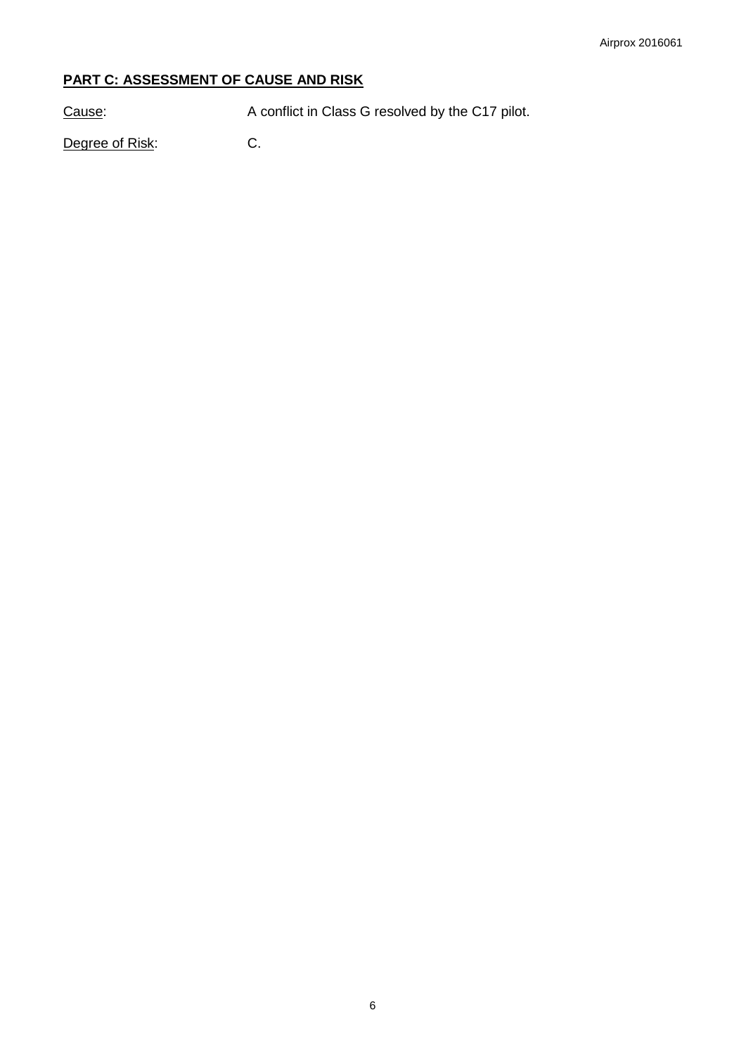**PART C: ASSESSMENT OF CAUSE AND RISK**

Cause: A conflict in Class G resolved by the C17 pilot.

Degree of Risk: C.